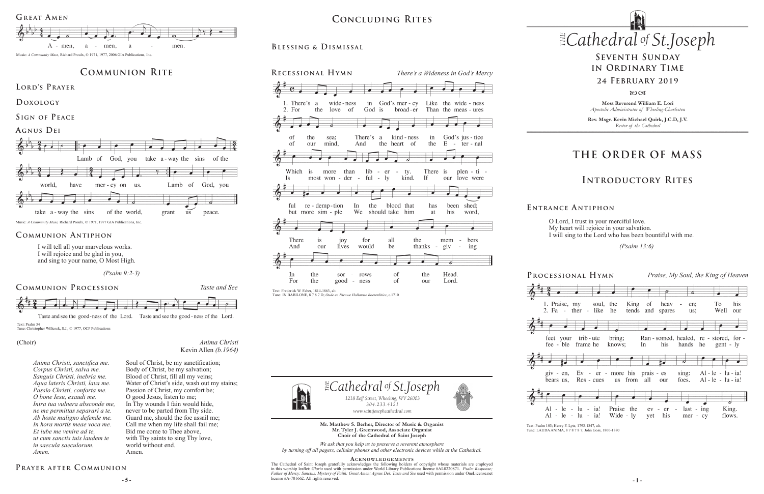## Great Amen

A - men, a - men, a - men.

Music: *A Community Mass,* Richard Proulx, © 1971, 1977, 2006 GIA Publications, Inc.

# Communion Rite

## Lord's Prayer

## Doxology

## Sign of Peace

## Agnus Dei

Lamb of God, you take a-way the sins of the world, have mer-cy on us. Lamb of God, you take a-way the sins of the world, grant us peace.

Music: *A Community Mass,* Richard Proulx, © 1971, 1977 GIA Publications, Inc.

## Communion Antiphon

I will tell all your marvelous works.
I will rejoice and be glad in you,
and sing to your name, O Most High.

*(Psalm 9:2-3)*

## Communion Procession

*Taste and See*

Taste and see the good-ness of the Lord. Taste and see the good-ness of the Lord.

Text: Psalm 34
Tune: Christopher Willcock, S.J., © 1977, OCP Publications

(Choir)

*Anima Christi*
Kevin Allen *(b.1964)*

| | |
|---|---|
| *Anima Christi, sanctifica me.* | Soul of Christ, be my sanctification; |
| *Corpus Christi, salva me.* | Body of Christ, be my salvation; |
| *Sanguis Christi, inebria me.* | Blood of Christ, fill all my veins; |
| *Aqua lateris Christi, lava me.* | Water of Christ's side, wash out my stains; |
| *Passio Christi, conforta me.* | Passion of Christ, my comfort be; |
| *O bone Iesu, exaudi me.* | O good Jesus, listen to me; |
| *Intra tua vulnera absconde me,* | In Thy wounds I fain would hide, |
| *ne me permittas separari a te.* | never to be parted from Thy side. |
| *Ab hoste maligno defende me.* | Guard me, should the foe assail me; |
| *In hora mortis meae voca me.* | Call me when my life shall fail me; |
| *Et iube me venire ad te,* | Bid me come to Thee above, |
| *ut cum sanctis tuis laudem te* | with Thy saints to sing Thy love, |
| *in saecula saeculorum.* | world without end. |
| *Amen.* | Amen. |

## Prayer after Communion

# Concluding Rites

## Blessing & Dismissal

## Recessional Hymn

*There's a Wideness in God's Mercy*

1. There's a wide-ness in God's mer-cy Like the wide-ness of the sea; There's a kind-ness in God's jus-tice Which is more than lib-er-ty. There is plen-ti-ful re-demp-tion In the blood that has been shed; There is joy for all the mem-bers In the sor-rows of the Head.

2. For the love of God is broad-er Than the meas-ures of our mind, And the heart of the E-ter-nal Is most won-der-ful-ly kind. If our love were but more sim-ple We should take him at his word, And our lives would be thanks-giv-ing For the good-ness of our Lord.

Text: Frederick W. Faber, 1814-1863, alt.
Tune: IN BABILONE, 8 7 8 7 D; *Oude en Nieuwe Hollanste Boerenlities*, c.1710

*The Cathedral of St. Joseph*
*1218 Eoff Street, Wheeling, WV 26003*
*304.233.4121*
*www.saintjosephcathedral.com*

**Mr. Matthew S. Berher, Director of Music & Organist**
**Mr. Tyler J. Greenwood, Associate Organist**
**Choir of the Cathedral of Saint Joseph**

*We ask that you help us to preserve a reverent atmosphere by turning off all pagers, cellular phones and other electronic devices while at the Cathedral.*

**Acknowledgements**

The Cathedral of Saint Joseph gratefully acknowledges the following holders of copyright whose materials are employed in this worship leaflet: *Gloria* used with permission under World Library Publications license #AL0220871. *Psalm Response; Father of Mercy; Sanctus; Mystery of Faith; Great Amen; Agnus Dei; Taste and See* used with permission under OneLicense.net license #A-701662. All rights reserved.

# *The Cathedral of St. Joseph*

## Seventh Sunday in Ordinary Time

## 24 February 2019

**Most Reverend William E. Lori**
*Apostolic Administrator of Wheeling-Charleston*

**Rev. Msgr. Kevin Michael Quirk, J.C.D, J.V.**
*Rector of the Cathedral*

# The Order of Mass

# Introductory Rites

## Entrance Antiphon

O Lord, I trust in your merciful love.
My heart will rejoice in your salvation.
I will sing to the Lord who has been bountiful with me.

*(Psalm 13:6)*

## Processional Hymn

*Praise, My Soul, the King of Heaven*

1. Praise, my soul, the King of heav-en; To his feet your trib-ute bring; Ran-somed, healed, re-stored, for-giv-en, Ev-er-more his prais-es sing: Al-le-lu-ia! Al-le-lu-ia! Praise the ev-er-last-ing King.

2. Fa-ther-like he tends and spares us; Well our fee-ble frame he knows; In his hands he gent-ly bears us, Res-cues us from all our foes. Al-le-lu-ia! Al-le-lu-ia! Wide-ly yet his mer-cy flows.

Text: Psalm 103; Henry F. Lyte, 1793-1847, alt.
Tune: LAUDA ANIMA, 8 7 8 7 8 7; John Goss, 1800-1880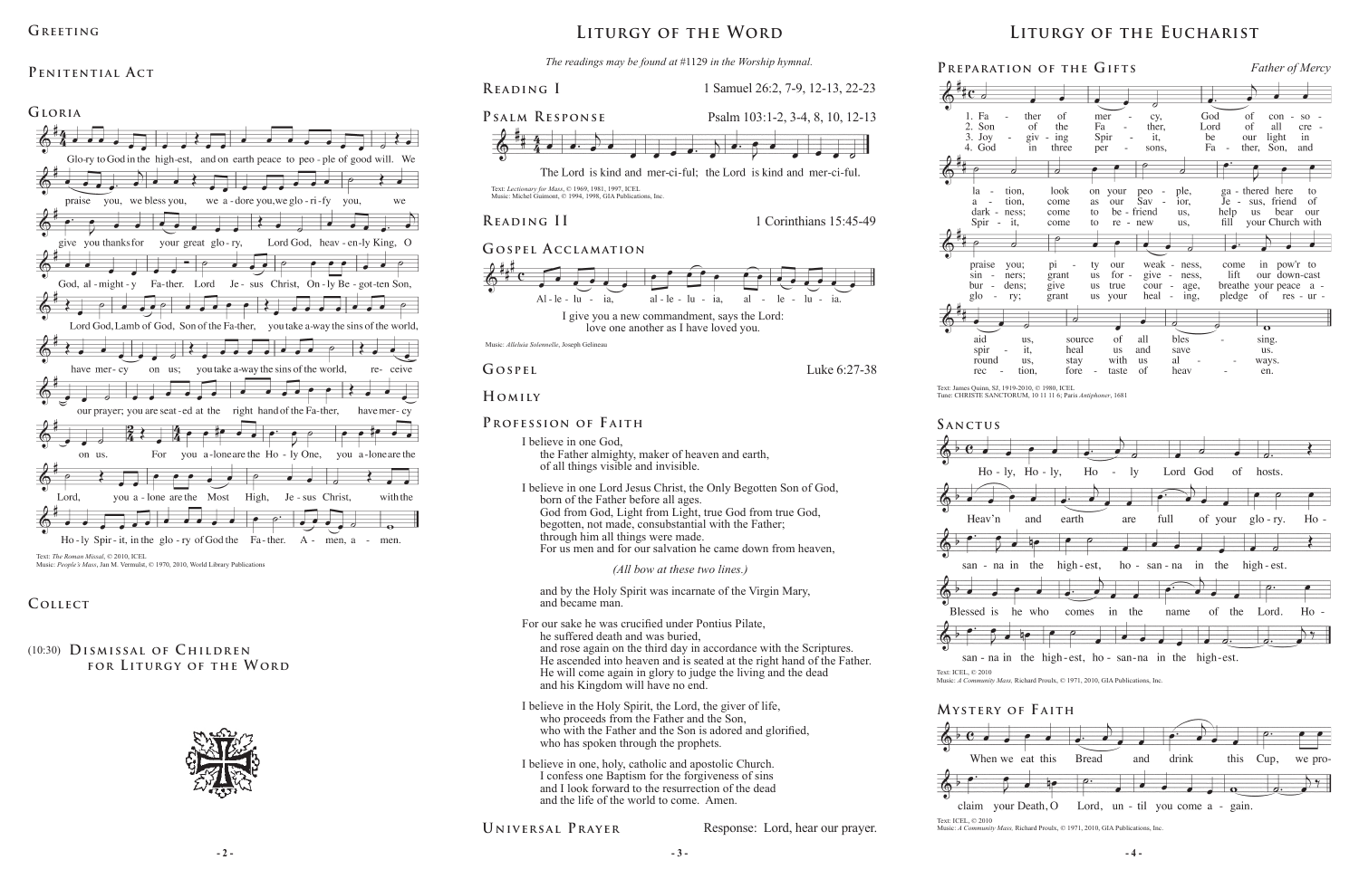## Greeting

## Penitential Act

## Gloria

Glo-ry to God in the high-est, and on earth peace to peo-ple of good will. We praise you, we bless you, we a-dore you, we glo-ri-fy you, we give you thanks for your great glo-ry, Lord God, heav-en-ly King, O God, al-might-y Fa-ther. Lord Je-sus Christ, On-ly Be-got-ten Son, Lord God, Lamb of God, Son of the Fa-ther, you take a-way the sins of the world, have mer-cy on us; you take a-way the sins of the world, re-ceive our prayer; you are seat-ed at the right hand of the Fa-ther, have mer-cy on us. For you a-lone are the Ho-ly One, you a-lone are the Lord, you a-lone are the Most High, Je-sus Christ, with the Ho-ly Spir-it, in the glo-ry of God the Fa-ther. A-men, a-men.

Text: *The Roman Missal*, © 2010, ICEL
Music: *People's Mass*, Jan M. Vermulst, © 1970, 2010, World Library Publications

## Collect

## (10:30) Dismissal of Children for Liturgy of the Word

# Liturgy of the Word

*The readings may be found at #1129 in the Worship hymnal.*

## Reading I — 1 Samuel 26:2, 7-9, 12-13, 22-23

## Psalm Response — Psalm 103:1-2, 3-4, 8, 10, 12-13

The Lord is kind and mer-ci-ful; the Lord is kind and mer-ci-ful.

Text: *Lectionary for Mass*, © 1969, 1981, 1997, ICEL
Music: Michel Guimont, © 1994, 1998, GIA Publications, Inc.

## Reading II — 1 Corinthians 15:45-49

## Gospel Acclamation

Al-le-lu-ia, al-le-lu-ia, al-le-lu-ia.

I give you a new commandment, says the Lord:
love one another as I have loved you.

Music: *Alleluia Solennelle*, Joseph Gelineau

## Gospel — Luke 6:27-38

## Homily

## Profession of Faith

I believe in one God,
the Father almighty, maker of heaven and earth,
of all things visible and invisible.

I believe in one Lord Jesus Christ, the Only Begotten Son of God,
born of the Father before all ages.
God from God, Light from Light, true God from true God,
begotten, not made, consubstantial with the Father;
through him all things were made.
For us men and for our salvation he came down from heaven,

*(All bow at these two lines.)*

and by the Holy Spirit was incarnate of the Virgin Mary,
and became man.

For our sake he was crucified under Pontius Pilate,
he suffered death and was buried,
and rose again on the third day in accordance with the Scriptures.
He ascended into heaven and is seated at the right hand of the Father.
He will come again in glory to judge the living and the dead
and his Kingdom will have no end.

I believe in the Holy Spirit, the Lord, the giver of life,
who proceeds from the Father and the Son,
who with the Father and the Son is adored and glorified,
who has spoken through the prophets.

I believe in one, holy, catholic and apostolic Church.
I confess one Baptism for the forgiveness of sins
and I look forward to the resurrection of the dead
and the life of the world to come. Amen.

## Universal Prayer — Response: Lord, hear our prayer.

# Liturgy of the Eucharist

## Preparation of the Gifts — *Father of Mercy*

1. Father of mercy, God of consolation, look on your people, gathered here to praise you; pity our weakness, come in pow'r to aid us, source of all blessing.
2. Son of the Father, Lord of all creation, come as our Savior, Jesus, friend of sinners; grant us forgiveness, lift our downcast spirit, heal us and save us.
3. Joy-giving Spirit, be our light in darkness; come to befriend us, help us bear our burdens; give us true courage, breathe your peace around us, stay with us always.
4. God in three persons, Father, Son, and Spirit, come to renew us, fill your Church with glory; grant us your healing, pledge of resurrection, foretaste of heaven.

Text: James Quinn, SJ, 1919-2010, © 1980, ICEL
Tune: CHRISTE SANCTORUM, 10 11 11 6; Paris *Antiphoner*, 1681

## Sanctus

Ho-ly, Ho-ly, Ho-ly Lord God of hosts. Heav'n and earth are full of your glo-ry. Ho-san-na in the high-est, ho-san-na in the high-est. Blessed is he who comes in the name of the Lord. Ho-san-na in the high-est, ho-san-na in the high-est.

Text: ICEL, © 2010
Music: *A Community Mass*, Richard Proulx, © 1971, 2010, GIA Publications, Inc.

## Mystery of Faith

When we eat this Bread and drink this Cup, we pro-claim your Death, O Lord, un-til you come a-gain.

Text: ICEL, © 2010
Music: *A Community Mass*, Richard Proulx, © 1971, 2010, GIA Publications, Inc.